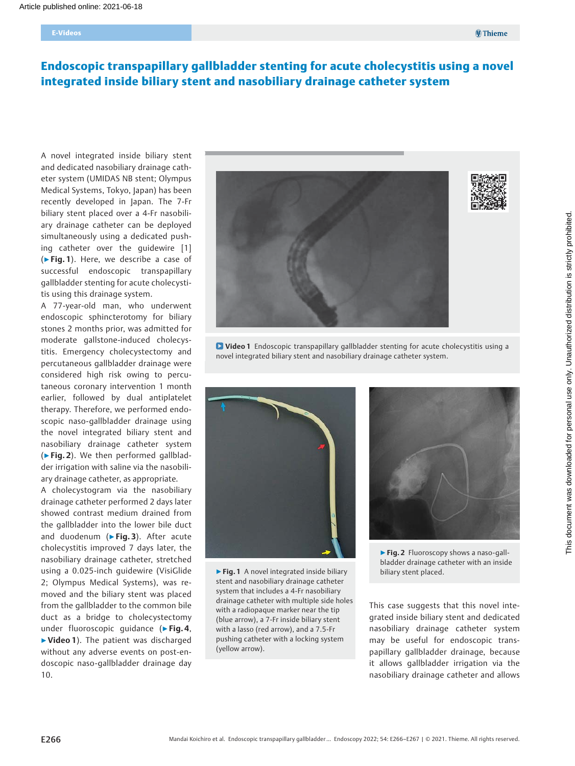# Endoscopic transpapillary gallbladder stenting for acute cholecystitis using a novel integrated inside biliary stent and nasobiliary drainage catheter system

A novel integrated inside biliary stent and dedicated nasobiliary drainage catheter system (UMIDAS NB stent; Olympus Medical Systems, Tokyo, Japan) has been recently developed in Japan. The 7-Fr biliary stent placed over a 4-Fr nasobiliary drainage catheter can be deployed simultaneously using a dedicated pushing catheter over the guidewire [1] (▶**Fig. 1**). Here, we describe a case of successful endoscopic transpapillary gallbladder stenting for acute cholecystitis using this drainage system.

A 77-year-old man, who underwent endoscopic sphincterotomy for biliary stones 2 months prior, was admitted for moderate gallstone-induced cholecystitis. Emergency cholecystectomy and percutaneous gallbladder drainage were considered high risk owing to percutaneous coronary intervention 1 month earlier, followed by dual antiplatelet therapy. Therefore, we performed endoscopic naso-gallbladder drainage using the novel integrated biliary stent and nasobiliary drainage catheter system (▶**Fig. 2**). We then performed gallbladder irrigation with saline via the nasobiliary drainage catheter, as appropriate.

A cholecystogram via the nasobiliary drainage catheter performed 2 days later showed contrast medium drained from the gallbladder into the lower bile duct and duodenum (▶**Fig. 3**). After acute cholecystitis improved 7 days later, the nasobiliary drainage catheter, stretched using a 0.025-inch guidewire (VisiGlide 2; Olympus Medical Systems), was removed and the biliary stent was placed from the gallbladder to the common bile duct as a bridge to cholecystectomy under fluoroscopic guidance (▶**Fig. 4**, ▶**Video 1**). The patient was discharged without any adverse events on post-endoscopic naso-gallbladder drainage day 10.

**Video 1** Endoscopic transpapillary gallbladder stenting for acute cholecystitis using a novel integrated biliary stent and nasobiliary drainage catheter system.

▶**Fig. 1** A novel integrated inside biliary stent and nasobiliary drainage catheter system that includes a 4-Fr nasobiliary drainage catheter with multiple side holes with a radiopaque marker near the tip (blue arrow), a 7-Fr inside biliary stent with a lasso (red arrow), and a 7.5-Fr pushing catheter with a locking system (yellow arrow).

▶**Fig. 2** Fluoroscopy shows a naso-gallbladder drainage catheter with an inside biliary stent placed.

This case suggests that this novel integrated inside biliary stent and dedicated nasobiliary drainage catheter system may be useful for endoscopic transpapillary gallbladder drainage, because it allows gallbladder irrigation via the nasobiliary drainage catheter and allows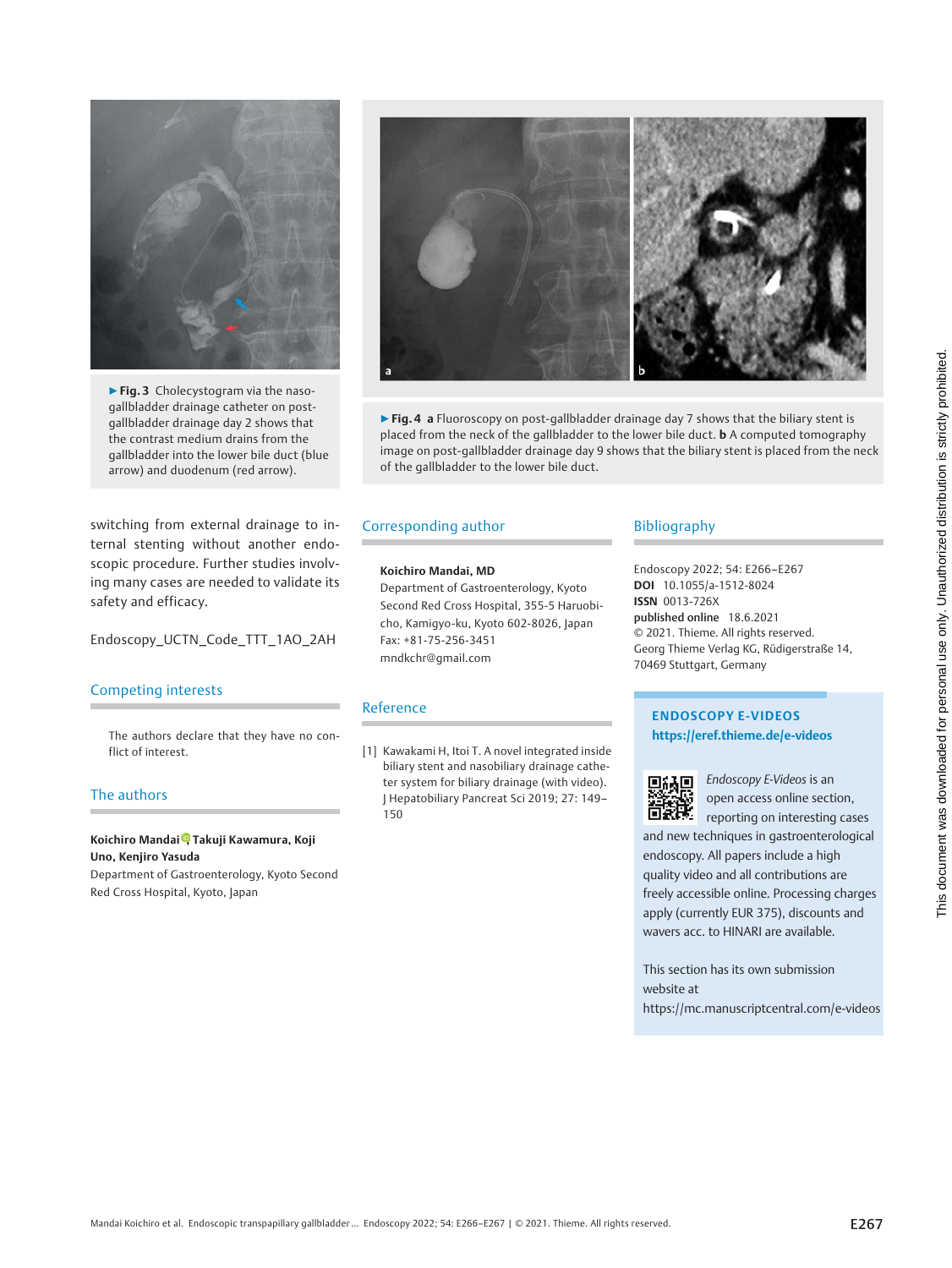▶ **Fig. 3** Cholecystogram via the naso-gallbladder drainage catheter on post-gallbladder drainage day 2 shows that the contrast medium drains from the gallbladder into the lower bile duct (blue arrow) and duodenum (red arrow).

▶ **Fig. 4** **a** Fluoroscopy on post-gallbladder drainage day 7 shows that the biliary stent is placed from the neck of the gallbladder to the lower bile duct. **b** A computed tomography image on post-gallbladder drainage day 9 shows that the biliary stent is placed from the neck of the gallbladder to the lower bile duct.

switching from external drainage to internal stenting without another endoscopic procedure. Further studies involving many cases are needed to validate its safety and efficacy.

Endoscopy_UCTN_Code_TTT_1AO_2AH

## Competing interests

The authors declare that they have no conflict of interest.

## The authors

**Koichiro Mandai, Takuji Kawamura, Koji Uno, Kenjiro Yasuda**

Department of Gastroenterology, Kyoto Second Red Cross Hospital, Kyoto, Japan

## Corresponding author

**Koichiro Mandai, MD**

Department of Gastroenterology, Kyoto Second Red Cross Hospital, 355-5 Haruobi-cho, Kamigyo-ku, Kyoto 602-8026, Japan

Fax: +81-75-256-3451

mndkchr@gmail.com

## Reference

[1] Kawakami H, Itoi T. A novel integrated inside biliary stent and nasobiliary drainage catheter system for biliary drainage (with video). J Hepatobiliary Pancreat Sci 2019; 27: 149–150

## Bibliography

Endoscopy 2022; 54: E266–E267

**DOI** 10.1055/a-1512-8024

**ISSN** 0013-726X

**published online** 18.6.2021

© 2021. Thieme. All rights reserved.

Georg Thieme Verlag KG, Rüdigerstraße 14, 70469 Stuttgart, Germany

**ENDOSCOPY E-VIDEOS**

**https://eref.thieme.de/e-videos**

*Endoscopy E-Videos* is an open access online section, reporting on interesting cases and new techniques in gastroenterological endoscopy. All papers include a high quality video and all contributions are freely accessible online. Processing charges apply (currently EUR 375), discounts and wavers acc. to HINARI are available.

This section has its own submission website at https://mc.manuscriptcentral.com/e-videos